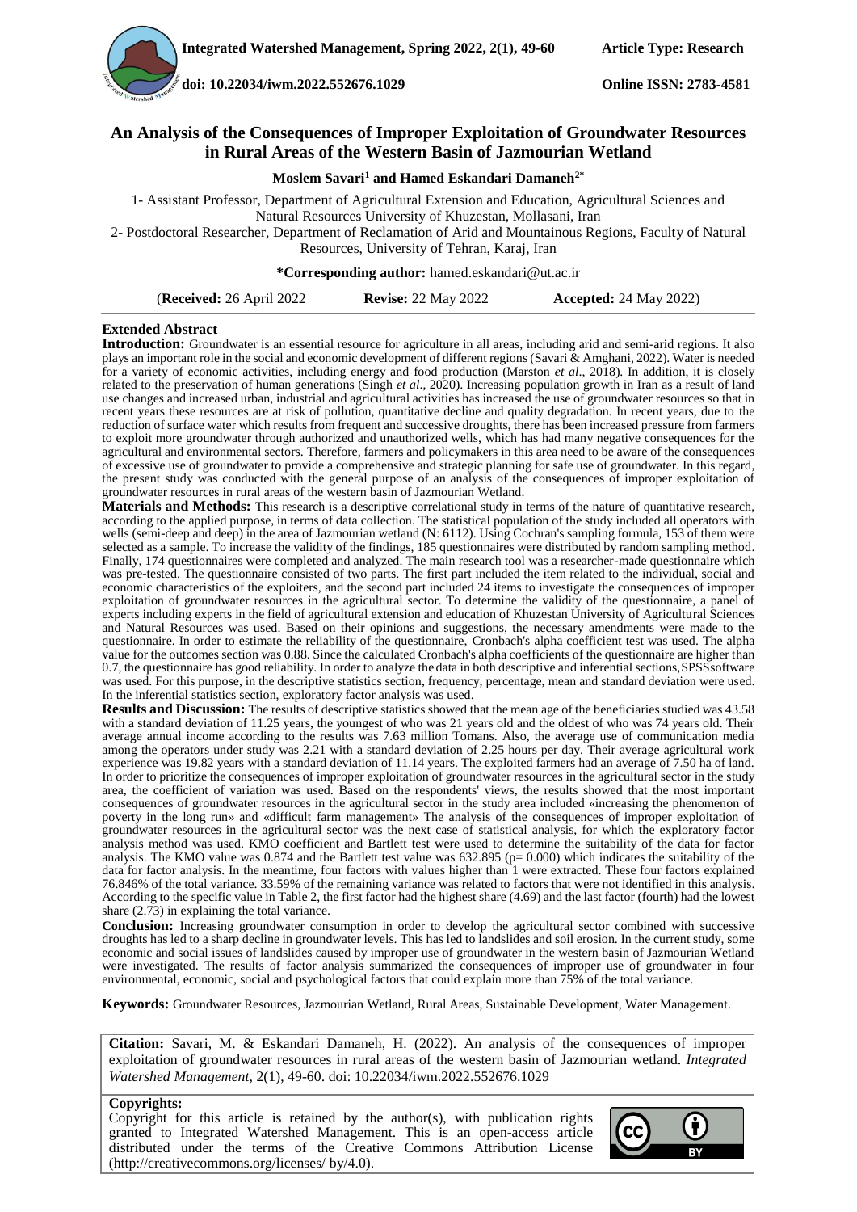**Integrated Watershed Management, Spring 2022, 2(1), 49-60** **Article Type: Research**

**doi: 10.22034/iwm.2022.552676.1029** **Online ISSN: 2783-4581**

# An Analysis of the Consequences of Improper Exploitation of Groundwater Resources in Rural Areas of the Western Basin of Jazmourian Wetland

**Moslem Savari[1] and Hamed Eskandari Damaneh[2*]**

1- Assistant Professor, Department of Agricultural Extension and Education, Agricultural Sciences and Natural Resources University of Khuzestan, Mollasani, Iran

2- Postdoctoral Researcher, Department of Reclamation of Arid and Mountainous Regions, Faculty of Natural Resources, University of Tehran, Karaj, Iran

**\*Corresponding author:** hamed.eskandari@ut.ac.ir

(**Received:** 26 April 2022 **Revise:** 22 May 2022 **Accepted:** 24 May 2022)

## Extended Abstract

**Introduction:** Groundwater is an essential resource for agriculture in all areas, including arid and semi-arid regions. It also plays an important role in the social and economic development of different regions (Savari & Amghani, 2022). Water is needed for a variety of economic activities, including energy and food production (Marston *et al*., 2018). In addition, it is closely related to the preservation of human generations (Singh *et al*., 2020). Increasing population growth in Iran as a result of land use changes and increased urban, industrial and agricultural activities has increased the use of groundwater resources so that in recent years these resources are at risk of pollution, quantitative decline and quality degradation. In recent years, due to the reduction of surface water which results from frequent and successive droughts, there has been increased pressure from farmers to exploit more groundwater through authorized and unauthorized wells, which has had many negative consequences for the agricultural and environmental sectors. Therefore, farmers and policymakers in this area need to be aware of the consequences of excessive use of groundwater to provide a comprehensive and strategic planning for safe use of groundwater. In this regard, the present study was conducted with the general purpose of an analysis of the consequences of improper exploitation of groundwater resources in rural areas of the western basin of Jazmourian Wetland.

**Materials and Methods:** This research is a descriptive correlational study in terms of the nature of quantitative research, according to the applied purpose, in terms of data collection. The statistical population of the study included all operators with wells (semi-deep and deep) in the area of Jazmourian wetland (N: 6112). Using Cochran's sampling formula, 153 of them were selected as a sample. To increase the validity of the findings, 185 questionnaires were distributed by random sampling method. Finally, 174 questionnaires were completed and analyzed. The main research tool was a researcher-made questionnaire which was pre-tested. The questionnaire consisted of two parts. The first part included the item related to the individual, social and economic characteristics of the exploiters, and the second part included 24 items to investigate the consequences of improper exploitation of groundwater resources in the agricultural sector. To determine the validity of the questionnaire, a panel of experts including experts in the field of agricultural extension and education of Khuzestan University of Agricultural Sciences and Natural Resources was used. Based on their opinions and suggestions, the necessary amendments were made to the questionnaire. In order to estimate the reliability of the questionnaire, Cronbach's alpha coefficient test was used. The alpha value for the outcomes section was 0.88. Since the calculated Cronbach's alpha coefficients of the questionnaire are higher than 0.7, the questionnaire has good reliability. In order to analyze the data in both descriptive and inferential sections, SPSS software was used. For this purpose, in the descriptive statistics section, frequency, percentage, mean and standard deviation were used. In the inferential statistics section, exploratory factor analysis was used.

**Results and Discussion:** The results of descriptive statistics showed that the mean age of the beneficiaries studied was 43.58 with a standard deviation of 11.25 years, the youngest of who was 21 years old and the oldest of who was 74 years old. Their average annual income according to the results was 7.63 million Tomans. Also, the average use of communication media among the operators under study was 2.21 with a standard deviation of 2.25 hours per day. Their average agricultural work experience was 19.82 years with a standard deviation of 11.14 years. The exploited farmers had an average of 7.50 ha of land. In order to prioritize the consequences of improper exploitation of groundwater resources in the agricultural sector in the study area, the coefficient of variation was used. Based on the respondents' views, the results showed that the most important consequences of groundwater resources in the agricultural sector in the study area included «increasing the phenomenon of poverty in the long run» and «difficult farm management» The analysis of the consequences of improper exploitation of groundwater resources in the agricultural sector was the next case of statistical analysis, for which the exploratory factor analysis method was used. KMO coefficient and Bartlett test were used to determine the suitability of the data for factor analysis. The KMO value was 0.874 and the Bartlett test value was 632.895 ($p = 0.000$) which indicates the suitability of the data for factor analysis. In the meantime, four factors with values higher than 1 were extracted. These four factors explained 76.846% of the total variance. 33.59% of the remaining variance was related to factors that were not identified in this analysis. According to the specific value in Table 2, the first factor had the highest share (4.69) and the last factor (fourth) had the lowest share (2.73) in explaining the total variance.

**Conclusion:** Increasing groundwater consumption in order to develop the agricultural sector combined with successive droughts has led to a sharp decline in groundwater levels. This has led to landslides and soil erosion. In the current study, some economic and social issues of landslides caused by improper use of groundwater in the western basin of Jazmourian Wetland were investigated. The results of factor analysis summarized the consequences of improper use of groundwater in four environmental, economic, social and psychological factors that could explain more than 75% of the total variance.

**Keywords:** Groundwater Resources, Jazmourian Wetland, Rural Areas, Sustainable Development, Water Management.

**Citation:** Savari, M. & Eskandari Damaneh, H. (2022). An analysis of the consequences of improper exploitation of groundwater resources in rural areas of the western basin of Jazmourian wetland. *Integrated Watershed Management*, 2(1), 49-60. doi: 10.22034/iwm.2022.552676.1029

**Copyrights:**

Copyright for this article is retained by the author(s), with publication rights granted to Integrated Watershed Management. This is an open-access article distributed under the terms of the Creative Commons Attribution License (http://creativecommons.org/licenses/ by/4.0).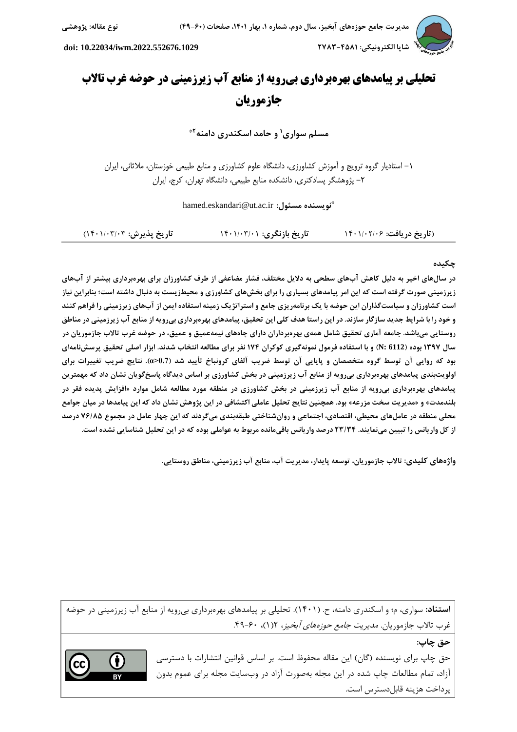# تحلیلی بر پیامدهای بهره‌برداری بی‌رویه از منابع آب زیرزمینی در حوضه غرب تالاب جازموریان

**مسلم سواری[1] و حامد اسکندری دامنه[2]***

۱- استادیار گروه ترویج و آموزش کشاورزی، دانشگاه علوم کشاورزی و منابع طبیعی خوزستان، ملاثانی، ایران

۲- پژوهشگر پسادکتری، دانشکده منابع طبیعی، دانشگاه تهران، کرج، ایران

***نویسنده مسئول:** hamed.eskandari@ut.ac.ir

(**تاریخ دریافت:** ۱۴۰۱/۰۲/۰۶ **تاریخ بازنگری:** ۱۴۰۱/۰۳/۰۱ **تاریخ پذیرش:** ۱۴۰۱/۰۳/۰۳)

## چکیده

**در سال‌های اخیر به دلیل کاهش آب‌های سطحی به دلایل مختلف، فشار مضاعفی از طرف کشاورزان برای بهره‌برداری بیشتر از آب‌های زیرزمینی صورت گرفته است که این امر پیامدهای بسیاری را برای بخش‌های کشاورزی و محیط‌زیست به دنبال داشته است؛ بنابراین نیاز است کشاورزان و سیاست‌گذاران این حوضه با یک برنامه‌ریزی جامع و استراتژیک زمینه استفاده ایمن از آب‌های زیرزمینی را فراهم کنند و خود را با شرایط جدید سازگار سازند. در این راستا هدف کلی این تحقیق، پیامدهای بهره‌برداری بی‌رویه از منابع آب زیرزمینی در مناطق روستایی می‌باشد. جامعه آماری تحقیق شامل همه‌ی بهره‌برداران دارای چاه‌های نیمه‌عمیق و عمیق، در حوضه غرب تالاب جازموریان در سال ۱۳۹۷ بوده (N: 6112) و با استفاده فرمول نمونه‌گیری کوکران ۱۷۴ نفر برای مطالعه انتخاب شدند. ابزار اصلی تحقیق پرسش‌نامه‌ای بود که روایی آن توسط گروه متخصصان و پایایی آن توسط ضریب آلفای کرونباخ تأیید شد ($\alpha>0.7$). نتایج ضریب تغییرات برای اولویت‌بندی پیامدهای بهره‌برداری بی‌رویه از منابع آب زیرزمینی در بخش کشاورزی بر اساس دیدگاه پاسخ‌گویان نشان داد که مهمترین پیامدهای بهره‌برداری بی‌رویه از منابع آب زیرزمینی در بخش کشاورزی در منطقه مورد مطالعه شامل موارد «افزایش پدیده فقر در بلندمدت» و «مدیریت سخت مزرعه» بود. همچنین نتایج تحلیل عاملی اکتشافی در این پژوهش نشان داد که این پیامدها در میان جوامع محلی منطقه در عامل‌های محیطی، اقتصادی، اجتماعی و روان‌شناختی طبقه‌بندی می‌گردند که این چهار عامل در مجموع ۷۶/۸۵ درصد از کل واریانس را تبیین می‌نمایند. ۲۳/۳۴ درصد واریانس باقی‌مانده مربوط به عواملی بوده که در این تحلیل شناسایی نشده است.**

**واژه‌های کلیدی:** تالاب جازموریان، توسعه پایدار، مدیریت آب، منابع آب زیرزمینی، مناطق روستایی.

**استناد:** سواری، م؛ و اسکندری دامنه، ح. (۱۴۰۱). تحلیلی بر پیامدهای بهره‌برداری بی‌رویه از منابع آب زیرزمینی در حوضه غرب تالاب جازموریان. *مدیریت جامع حوزه‌های آبخیز*، ۲(۱)، ۶۰-۴۹.

**حق چاپ:**

حق چاپ برای نویسنده (گان) این مقاله محفوظ است. بر اساس قوانین انتشارات با دسترسی آزاد، تمام مطالعات چاپ شده در این مجله به‌صورت آزاد در وب‌سایت مجله برای عموم بدون پرداخت هزینه قابل‌دسترس است.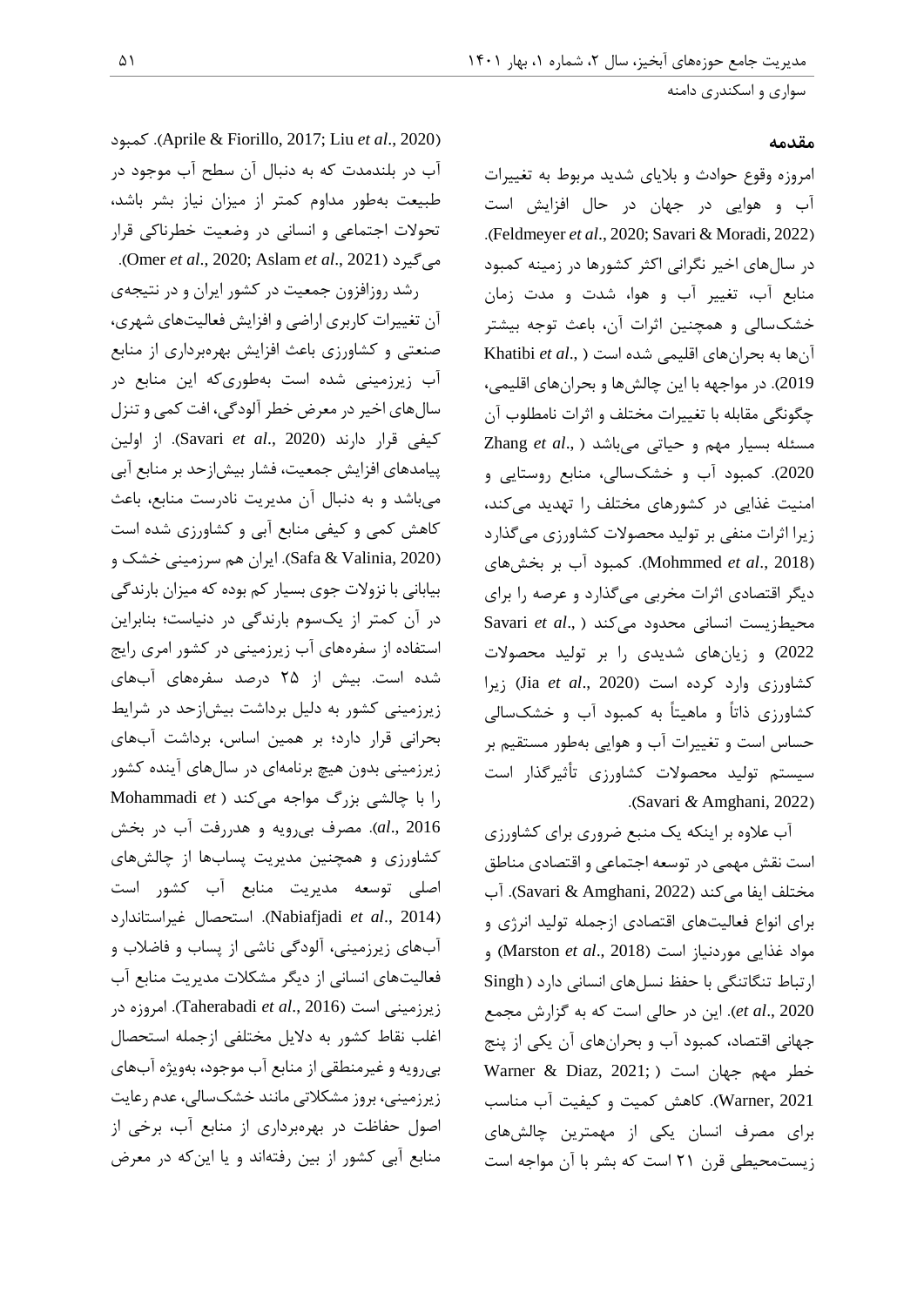## مقدمه

امروزه وقوع حوادث و بلایای شدید مربوط به تغییرات آب و هوایی در جهان در حال افزایش است (Feldmeyer *et al*., 2020; Savari & Moradi, 2022). در سال‌های اخیر نگرانی اکثر کشورها در زمینه کمبود منابع آب، تغییر آب و هوا، شدت و مدت زمان خشکسالی و همچنین اثرات آن، باعث توجه بیشتر آن‌ها به بحران‌های اقلیمی شده است (Khatibi *et al*., 2019). در مواجهه با این چالش‌ها و بحران‌های اقلیمی، چگونگی مقابله با تغییرات مختلف و اثرات نامطلوب آن مسئله بسیار مهم و حیاتی می‌باشد (Zhang *et al*., 2020). کمبود آب و خشکسالی، منابع روستایی و امنیت غذایی در کشورهای مختلف را تهدید می‌کند، زیرا اثرات منفی بر تولید محصولات کشاورزی می‌گذارد (Mohmmed *et al*., 2018). کمبود آب بر بخش‌های دیگر اقتصادی اثرات مخربی می‌گذارد و عرصه را برای محیط‌زیست انسانی محدود می‌کند (Savari *et al*., 2022) و زیان‌های شدیدی را بر تولید محصولات کشاورزی وارد کرده است (Jia *et al*., 2020) زیرا کشاورزی ذاتاً و ماهیتاً به کمبود آب و خشکسالی حساس است و تغییرات آب و هوایی به‌طور مستقیم بر سیستم تولید محصولات کشاورزی تأثیرگذار است (Savari *&* Amghani, 2022).

آب علاوه بر اینکه یک منبع ضروری برای کشاورزی است نقش مهمی در توسعه اجتماعی و اقتصادی مناطق مختلف ایفا می‌کند (Savari & Amghani, 2022). آب برای انواع فعالیت‌های اقتصادی ازجمله تولید انرژی و مواد غذایی موردنیاز است (Marston *et al*., 2018) و ارتباط تنگاتنگی با حفظ نسل‌های انسانی دارد (Singh *et al*., 2020). این در حالی است که به گزارش مجمع جهانی اقتصاد، کمبود آب و بحران‌های آن یکی از پنج خطر مهم جهان است (Warner & Diaz, 2021; Warner, 2021). کاهش کمیت و کیفیت آب مناسب برای مصرف انسان یکی از مهمترین چالش‌های زیست‌محیطی قرن ۲۱ است که بشر با آن مواجه است (Aprile & Fiorillo, 2017; Liu *et al*., 2020). کمبود آب در بلندمدت که به دنبال آن سطح آب موجود در طبیعت به‌طور مداوم کمتر از میزان نیاز بشر باشد، تحولات اجتماعی و انسانی در وضعیت خطرناکی قرار می‌گیرد (Omer *et al*., 2020; Aslam *et al*., 2021).

رشد روزافزون جمعیت در کشور ایران و در نتیجه‌ی آن تغییرات کاربری اراضی و افزایش فعالیت‌های شهری، صنعتی و کشاورزی باعث افزایش بهره‌برداری از منابع آب زیرزمینی شده است به‌طوری‌که این منابع در سال‌های اخیر در معرض خطر آلودگی، افت کمی و تنزل کیفی قرار دارند (Savari *et al*., 2020). از اولین پیامدهای افزایش جمعیت، فشار بیش‌ازحد بر منابع آبی می‌باشد و به دنبال آن مدیریت نادرست منابع، باعث کاهش کمی و کیفی منابع آبی و کشاورزی شده است (Safa & Valinia, 2020). ایران هم سرزمینی خشک و بیابانی با نزولات جوی بسیار کم بوده که میزان بارندگی در آن کمتر از یک‌سوم بارندگی در دنیاست؛ بنابراین استفاده از سفره‌های آب زیرزمینی در کشور امری رایج شده است. بیش از ۲۵ درصد سفره‌های آب‌های زیرزمینی کشور به دلیل برداشت بیش‌ازحد در شرایط بحرانی قرار دارد؛ بر همین اساس، برداشت آب‌های زیرزمینی بدون هیچ برنامه‌ای در سال‌های آینده کشور را با چالشی بزرگ مواجه می‌کند (Mohammadi *et al*., 2016). مصرف بی‌رویه و هدررفت آب در بخش کشاورزی و همچنین مدیریت پساب‌ها از چالش‌های اصلی توسعه مدیریت منابع آب کشور است (Nabiafjadi *et al*., 2014). استحصال غیراستاندارد آب‌های زیرزمینی، آلودگی ناشی از پساب و فاضلاب و فعالیت‌های انسانی از دیگر مشکلات مدیریت منابع آب زیرزمینی است (Taherabadi *et al*., 2016). امروزه در اغلب نقاط کشور به دلایل مختلفی ازجمله استحصال بی‌رویه و غیرمنطقی از منابع آب موجود، به‌ویژه آب‌های زیرزمینی، بروز مشکلاتی مانند خشکسالی، عدم رعایت اصول حفاظت در بهره‌برداری از منابع آب، برخی از منابع آبی کشور از بین رفته‌اند و یا این‌که در معرض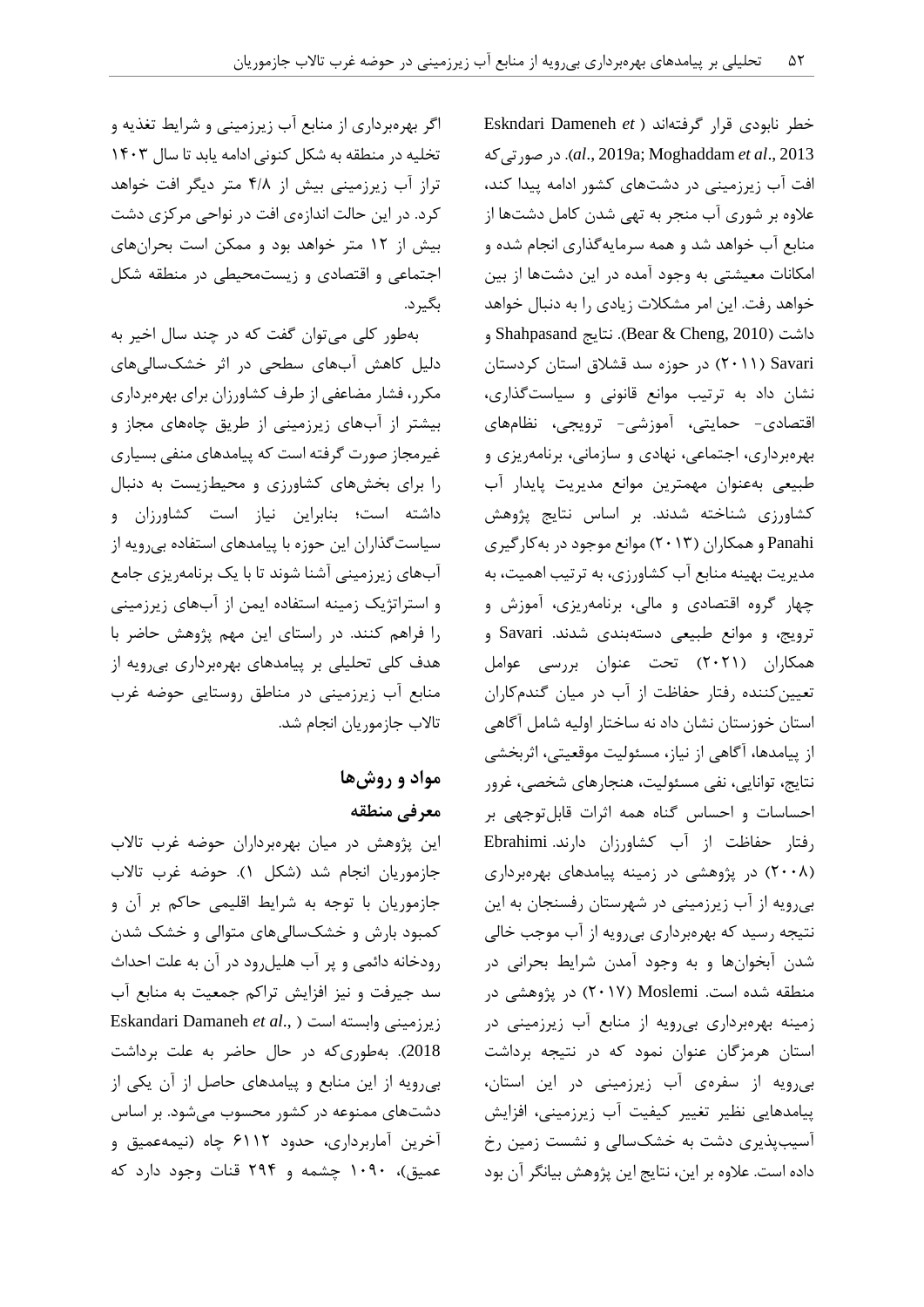خطر نابودی قرار گرفته‌اند (Eskndari Dameneh *et al*., 2019a; Moghaddam *et al*., 2013). در صورتی‌که افت آب زیرزمینی در دشت‌های کشور ادامه پیدا کند، علاوه بر شوری آب منجر به تهی شدن کامل دشت‌ها از منابع آب خواهد شد و همه سرمایه‌گذاری انجام شده و امکانات معیشتی به وجود آمده در این دشت‌ها از بین خواهد رفت. این امر مشکلات زیادی را به دنبال خواهد داشت (Bear & Cheng, 2010). نتایج Shahpasand و Savari (۲۰۱۱) در حوزه سد قشلاق استان کردستان نشان داد به ترتیب موانع قانونی و سیاست‌گذاری، اقتصادی- حمایتی، آموزشی- ترویجی، نظام‌های بهره‌برداری، اجتماعی، نهادی و سازمانی، برنامه‌ریزی و طبیعی به‌عنوان مهمترین موانع مدیریت پایدار آب کشاورزی شناخته شدند. بر اساس نتایج پژوهش Panahi و همکاران (۲۰۱۳) موانع موجود در به‌کارگیری مدیریت بهینه منابع آب کشاورزی، به ترتیب اهمیت، به چهار گروه اقتصادی و مالی، برنامه‌ریزی، آموزش و ترویج، و موانع طبیعی دسته‌بندی شدند. Savari و همکاران (۲۰۲۱) تحت عنوان بررسی عوامل تعیین‌کننده رفتار حفاظت از آب در میان گندم‌کاران استان خوزستان نشان داد نه ساختار اولیه شامل آگاهی از پیامدها، آگاهی از نیاز، مسئولیت موقعیتی، اثربخشی نتایج، توانایی، نفی مسئولیت، هنجارهای شخصی، غرور احساسات و احساس گناه همه اثرات قابل‌توجهی بر رفتار حفاظت از آب کشاورزان دارند. Ebrahimi (۲۰۰۸) در پژوهشی در زمینه پیامدهای بهره‌برداری بی‌رویه از آب زیرزمینی در شهرستان رفسنجان به این نتیجه رسید که بهره‌برداری بی‌رویه از آب موجب خالی شدن آبخوان‌ها و به وجود آمدن شرایط بحرانی در منطقه شده است. Moslemi (۲۰۱۷) در پژوهشی در زمینه بهره‌برداری بی‌رویه از منابع آب زیرزمینی در استان هرمزگان عنوان نمود که در نتیجه برداشت بی‌رویه از سفره‌ی آب زیرزمینی در این استان، پیامدهایی نظیر تغییر کیفیت آب زیرزمینی، افزایش آسیب‌پذیری دشت به خشکسالی و نشست زمین رخ داده است. علاوه بر این، نتایج این پژوهش بیانگر آن بود اگر بهره‌برداری از منابع آب زیرزمینی و شرایط تغذیه و تخلیه در منطقه به شکل کنونی ادامه یابد تا سال ۱۴۰۳ تراز آب زیرزمینی بیش از ۴/۸ متر دیگر افت خواهد کرد. در این حالت اندازه‌ی افت در نواحی مرکزی دشت بیش از ۱۲ متر خواهد بود و ممکن است بحران‌های اجتماعی و اقتصادی و زیست‌محیطی در منطقه شکل بگیرد.

به‌طور کلی می‌توان گفت که در چند سال اخیر به دلیل کاهش آب‌های سطحی در اثر خشکسالی‌های مکرر، فشار مضاعفی از طرف کشاورزان برای بهره‌برداری بیشتر از آب‌های زیرزمینی از طریق چاه‌های مجاز و غیرمجاز صورت گرفته است که پیامدهای منفی بسیاری را برای بخش‌های کشاورزی و محیط‌زیست به دنبال داشته است؛ بنابراین نیاز است کشاورزان و سیاست‌گذاران این حوزه با پیامدهای استفاده بی‌رویه از آب‌های زیرزمینی آشنا شوند تا با یک برنامه‌ریزی جامع و استراتژیک زمینه استفاده ایمن از آب‌های زیرزمینی را فراهم کنند. در راستای این مهم پژوهش حاضر با هدف کلی تحلیلی بر پیامدهای بهره‌برداری بی‌رویه از منابع آب زیرزمینی در مناطق روستایی حوضه غرب تالاب جازموریان انجام شد.

## مواد و روش‌ها

### معرفی منطقه

این پژوهش در میان بهره‌برداران حوضه غرب تالاب جازموریان انجام شد (شکل ۱). حوضه غرب تالاب جازموریان با توجه به شرایط اقلیمی حاکم بر آن و کمبود بارش و خشکسالی‌های متوالی و خشک شدن رودخانه دائمی و پر آب هلیل‌رود در آن به علت احداث سد جیرفت و نیز افزایش تراکم جمعیت به منابع آب زیرزمینی وابسته است (Eskandari Dameneh *et al*., 2018). به‌طوری‌که در حال حاضر به علت برداشت بی‌رویه از این منابع و پیامدهای حاصل از آن یکی از دشت‌های ممنوعه در کشور محسوب می‌شود. بر اساس آخرین آماربرداری، حدود ۶۱۱۲ چاه (نیمه‌عمیق و عمیق)، ۱۰۹۰ چشمه و ۲۹۴ قنات وجود دارد که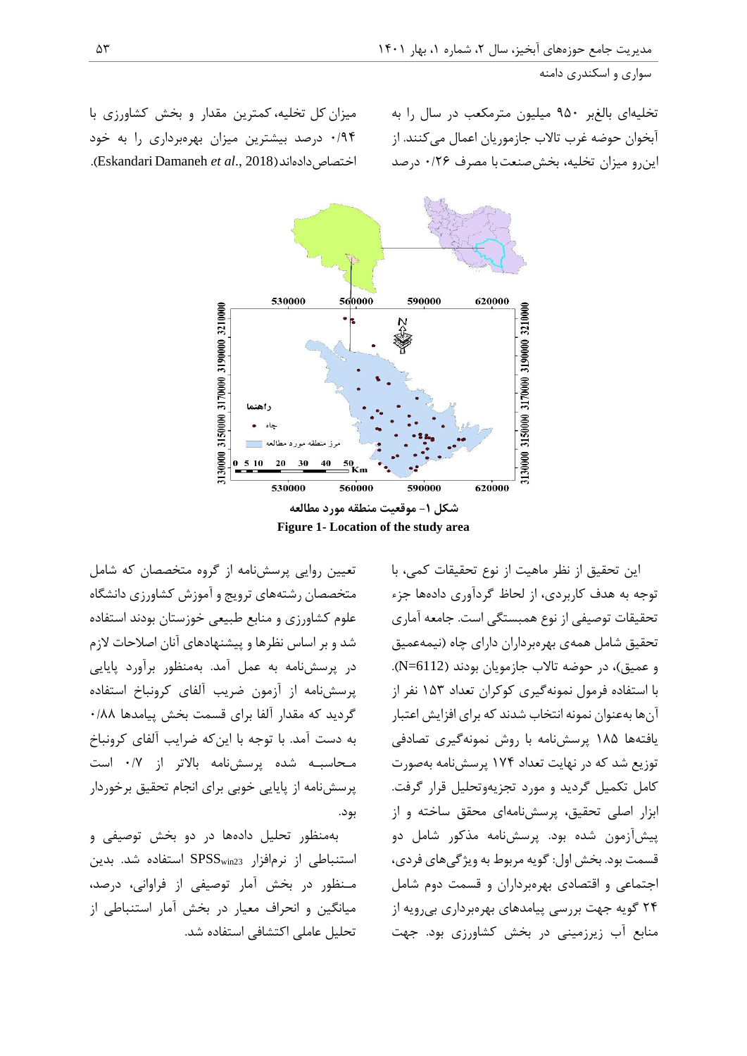تخلیه‌ای بالغبر ۹۵۰ میلیون مترمکعب در سال را به آبخوان حوضه غرب تالاب جازموریان اعمال می‌کنند. از این‌رو میزان تخلیه، بخش‌صنعت با مصرف ۰/۲۶ درصد میزان کل تخلیه، کمترین مقدار و بخش کشاورزی با ۰/۹۴ درصد بیشترین میزان بهره‌برداری را به خود اختصاص‌داده‌اند(Eskandari Damaneh *et al*., 2018).

**شکل ۱- موقعیت منطقه مورد مطالعه**

**Figure 1- Location of the study area**

این تحقیق از نظر ماهیت از نوع تحقیقات کمی، با توجه به هدف کاربردی، از لحاظ گردآوری داده‌ها جزء تحقیقات توصیفی از نوع همبستگی است. جامعه آماری تحقیق شامل همه‌ی بهره‌برداران دارای چاه (نیمه‌عمیق و عمیق)، در حوضه تالاب جازمویان بودند (N=6112). با استفاده فرمول نمونه‌گیری کوکران تعداد ۱۵۳ نفر از آن‌ها به‌عنوان نمونه انتخاب شدند که برای افزایش اعتبار یافته‌ها ۱۸۵ پرسش‌نامه با روش نمونه‌گیری تصادفی توزیع شد که در نهایت تعداد ۱۷۴ پرسش‌نامه به‌صورت کامل تکمیل گردید و مورد تجزیه‌وتحلیل قرار گرفت. ابزار اصلی تحقیق، پرسش‌نامه‌ای محقق ساخته و از پیش‌آزمون شده بود. پرسش‌نامه مذکور شامل دو قسمت بود. بخش اول: گویه مربوط به ویژگی‌های فردی، اجتماعی و اقتصادی بهره‌برداران و قسمت دوم شامل ۲۴ گویه جهت بررسی پیامدهای بهره‌برداری بی‌رویه از منابع آب زیرزمینی در بخش کشاورزی بود. جهت تعیین روایی پرسش‌نامه از گروه متخصصان که شامل متخصصان رشته‌های ترویج و آموزش کشاورزی دانشگاه علوم کشاورزی و منابع طبیعی خوزستان بودند استفاده شد و بر اساس نظرها و پیشنهادهای آنان اصلاحات لازم در پرسش‌نامه به عمل آمد. به‌منظور برآورد پایایی پرسش‌نامه از آزمون ضریب آلفای کرونباخ استفاده گردید که مقدار آلفا برای قسمت بخش پیامدها ۰/۸۸ به دست آمد. با توجه با این‌که ضرایب آلفای کرونباخ محاسبه شده پرسش‌نامه بالاتر از ۰/۷ است پرسش‌نامه از پایایی خوبی برای انجام تحقیق برخوردار بود.

به‌منظور تحلیل داده‌ها در دو بخش توصیفی و استنباطی از نرم‌افزار $SPSS_{win23}$ استفاده شد. بدین منظور در بخش آمار توصیفی از فراوانی، درصد، میانگین و انحراف معیار در بخش آمار استنباطی از تحلیل عاملی اکتشافی استفاده شد.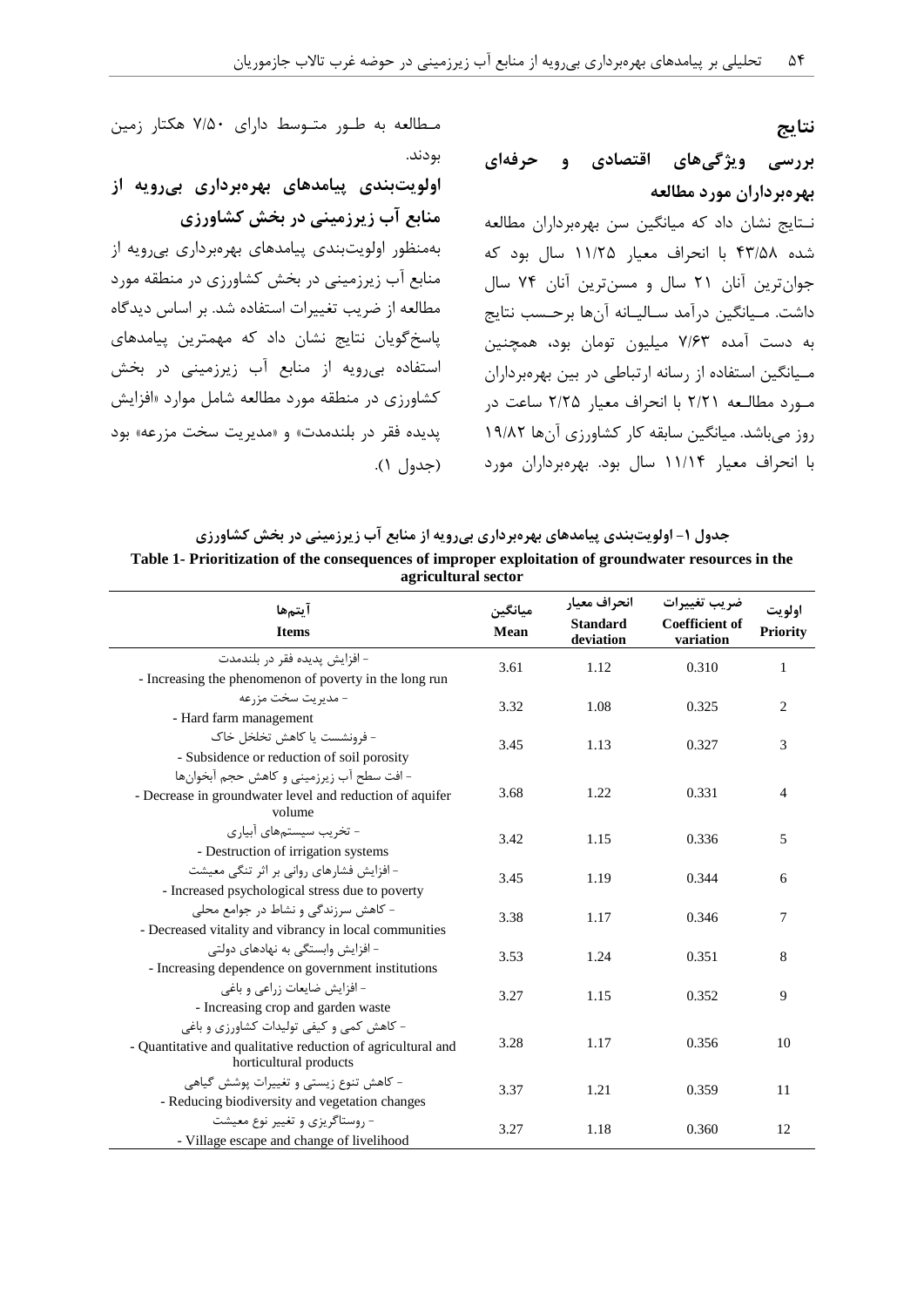## نتایج

### بررسی ویژگی‌های اقتصادی و حرفه‌ای بهره‌برداران مورد مطالعه

نتایج نشان داد که میانگین سن بهره‌برداران مطالعه شده ۴۳/۵۸ با انحراف معیار ۱۱/۲۵ سال بود که جوان‌ترین آنان ۲۱ سال و مسن‌ترین آنان ۷۴ سال داشت. میانگین درآمد سالیانه آن‌ها برحسب نتایج به دست آمده ۷/۶۳ میلیون تومان بود، همچنین میانگین استفاده از رسانه ارتباطی در بین بهره‌برداران مورد مطالعه ۲/۲۱ با انحراف معیار ۲/۲۵ ساعت در روز می‌باشد. میانگین سابقه کار کشاورزی آن‌ها ۱۹/۸۲ با انحراف معیار ۱۱/۱۴ سال بود. بهره‌برداران مورد مطالعه به طور متوسط دارای ۷/۵۰ هکتار زمین بودند.

### اولویت‌بندی پیامدهای بهره‌برداری بی‌رویه از منابع آب زیرزمینی در بخش کشاورزی

به‌منظور اولویت‌بندی پیامدهای بهره‌برداری بی‌رویه از منابع آب زیرزمینی در بخش کشاورزی در منطقه مورد مطالعه از ضریب تغییرات استفاده شد. بر اساس دیدگاه پاسخ‌گویان نتایج نشان داد که مهمترین پیامدهای استفاده بی‌رویه از منابع آب زیرزمینی در بخش کشاورزی در منطقه مورد مطالعه شامل موارد «افزایش پدیده فقر در بلندمدت» و «مدیریت سخت مزرعه» بود (جدول ۱).

**جدول ۱- اولویت‌بندی پیامدهای بهره‌برداری بی‌رویه از منابع آب زیرزمینی در بخش کشاورزی**

**Table 1- Prioritization of the consequences of improper exploitation of groundwater resources in the agricultural sector**

| آیتم‌ها Items | میانگین Mean | انحراف معیار Standard deviation | ضریب تغییرات Coefficient of variation | اولویت Priority |
|---|---|---|---|---|
| - افزایش پدیده فقر در بلندمدت / - Increasing the phenomenon of poverty in the long run | 3.61 | 1.12 | 0.310 | 1 |
| - مدیریت سخت مزرعه / - Hard farm management | 3.32 | 1.08 | 0.325 | 2 |
| - فرونشست یا کاهش تخلخل خاک / - Subsidence or reduction of soil porosity | 3.45 | 1.13 | 0.327 | 3 |
| - افت سطح آب زیرزمینی و کاهش حجم آبخوان‌ها / - Decrease in groundwater level and reduction of aquifer volume | 3.68 | 1.22 | 0.331 | 4 |
| - تخریب سیستم‌های آبیاری / - Destruction of irrigation systems | 3.42 | 1.15 | 0.336 | 5 |
| - افزایش فشارهای روانی بر اثر تنگی معیشت / - Increased psychological stress due to poverty | 3.45 | 1.19 | 0.344 | 6 |
| - کاهش سرزندگی و نشاط در جوامع محلی / - Decreased vitality and vibrancy in local communities | 3.38 | 1.17 | 0.346 | 7 |
| - افزایش وابستگی به نهادهای دولتی / - Increasing dependence on government institutions | 3.53 | 1.24 | 0.351 | 8 |
| - افزایش ضایعات زراعی و باغی / - Increasing crop and garden waste | 3.27 | 1.15 | 0.352 | 9 |
| - کاهش کمی و کیفی تولیدات کشاورزی و باغی / - Quantitative and qualitative reduction of agricultural and horticultural products | 3.28 | 1.17 | 0.356 | 10 |
| - کاهش تنوع زیستی و تغییرات پوشش گیاهی / - Reducing biodiversity and vegetation changes | 3.37 | 1.21 | 0.359 | 11 |
| - روستاگریزی و تغییر نوع معیشت / - Village escape and change of livelihood | 3.27 | 1.18 | 0.360 | 12 |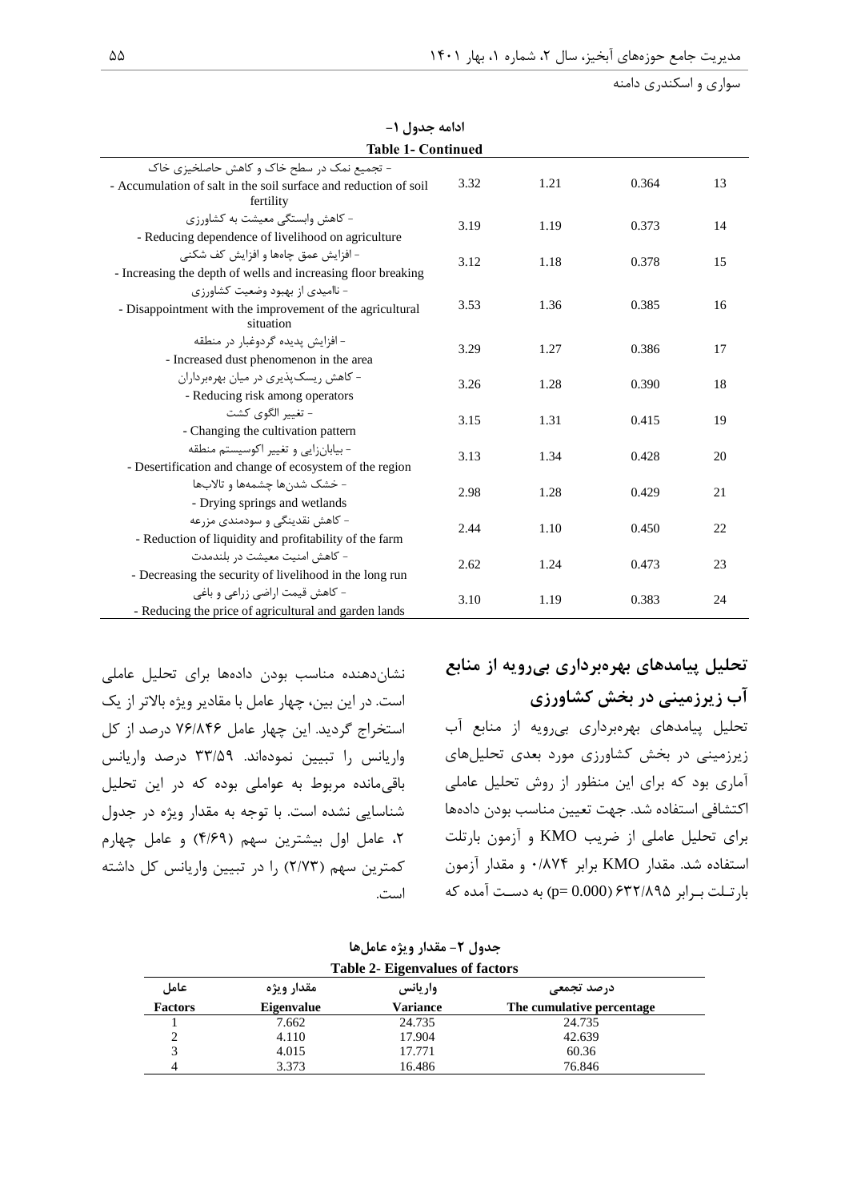ادامه جدول ۱-

Table 1- Continued

| | | | | |
|---|---|---|---|---|
| - تجمیع نمک در سطح خاک و کاهش حاصلخیزی خاک<br>- Accumulation of salt in the soil surface and reduction of soil fertility | 3.32 | 1.21 | 0.364 | 13 |
| - کاهش وابستگی معیشت به کشاورزی<br>- Reducing dependence of livelihood on agriculture | 3.19 | 1.19 | 0.373 | 14 |
| - افزایش عمق چاه‌ها و افزایش کف شکنی<br>- Increasing the depth of wells and increasing floor breaking | 3.12 | 1.18 | 0.378 | 15 |
| - ناامیدی از بهبود وضعیت کشاورزی<br>- Disappointment with the improvement of the agricultural situation | 3.53 | 1.36 | 0.385 | 16 |
| - افزایش پدیده گردوغبار در منطقه<br>- Increased dust phenomenon in the area | 3.29 | 1.27 | 0.386 | 17 |
| - کاهش ریسک‌پذیری در میان بهره‌برداران<br>- Reducing risk among operators | 3.26 | 1.28 | 0.390 | 18 |
| - تغییر الگوی کشت<br>- Changing the cultivation pattern | 3.15 | 1.31 | 0.415 | 19 |
| - بیابان‌زایی و تغییر اکوسیستم منطقه<br>- Desertification and change of ecosystem of the region | 3.13 | 1.34 | 0.428 | 20 |
| - خشک شدن‌ها چشمه‌ها و تالاب‌ها<br>- Drying springs and wetlands | 2.98 | 1.28 | 0.429 | 21 |
| - کاهش نقدینگی و سودمندی مزرعه<br>- Reduction of liquidity and profitability of the farm | 2.44 | 1.10 | 0.450 | 22 |
| - کاهش امنیت معیشت در بلندمدت<br>- Decreasing the security of livelihood in the long run | 2.62 | 1.24 | 0.473 | 23 |
| - کاهش قیمت اراضی زراعی و باغی<br>- Reducing the price of agricultural and garden lands | 3.10 | 1.19 | 0.383 | 24 |

## تحلیل پیامدهای بهره‌برداری بی‌رویه از منابع آب زیرزمینی در بخش کشاورزی

تحلیل پیامدهای بهره‌برداری بی‌رویه از منابع آب زیرزمینی در بخش کشاورزی مورد بعدی تحلیل‌های آماری بود که برای این منظور از روش تحلیل عاملی اکتشافی استفاده شد. جهت تعیین مناسب بودن داده‌ها برای تحلیل عاملی از ضریب KMO و آزمون بارتلت استفاده شد. مقدار KMO برابر ۰/۸۷۴ و مقدار آزمون بارتلت برابر ۶۳۲/۸۹۵ (p= 0.000) به دست آمده که نشان‌دهنده مناسب بودن داده‌ها برای تحلیل عاملی است. در این بین، چهار عامل با مقادیر ویژه بالاتر از یک استخراج گردید. این چهار عامل ۷۶/۸۴۶ درصد از کل واریانس را تبیین نموده‌اند. ۳۳/۵۹ درصد واریانس باقی‌مانده مربوط به عواملی بوده که در این تحلیل شناسایی نشده است. با توجه به مقدار ویژه در جدول ۲، عامل اول بیشترین سهم (۴/۶۹) و عامل چهارم کمترین سهم (۲/۷۳) را در تبیین واریانس کل داشته است.

جدول ۲- مقدار ویژه عامل‌ها

Table 2- Eigenvalues of factors

| عامل<br>Factors | مقدار ویژه<br>Eigenvalue | واریانس<br>Variance | درصد تجمعی<br>The cumulative percentage |
|---|---|---|---|
| 1 | 7.662 | 24.735 | 24.735 |
| 2 | 4.110 | 17.904 | 42.639 |
| 3 | 4.015 | 17.771 | 60.36 |
| 4 | 3.373 | 16.486 | 76.846 |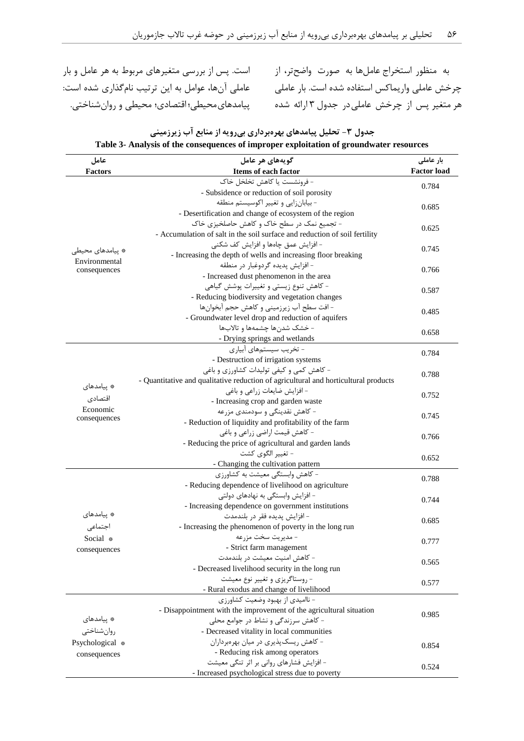به منظور استخراج عامل‌ها به صورت واضح‌تر، از چرخش عاملی واریماکس استفاده شده است. بار عاملی هر متغیر پس از چرخش عاملی در جدول ۳ ارائه شده است. پس از بررسی متغیرهای مربوط به هر عامل و بار عاملی آن‌ها، عوامل به این ترتیب نام‌گذاری شده است: پیامدهای‌محیطی؛اقتصادی؛ محیطی و روان‌شناختی.

**جدول ۳- تحلیل پیامدهای بهره‌برداری بی‌رویه از منابع آب زیرزمینی**

**Table 3- Analysis of the consequences of improper exploitation of groundwater resources**

| عامل Factors | گویه‌های هر عامل Items of each factor | بار عاملی Factor load |
|---|---|---|
| * پیامدهای محیطی Environmental consequences | - فرونشست یا کاهش تخلخل خاک<br>- Subsidence or reduction of soil porosity | 0.784 |
| | - بیابان‌زایی و تغییر اکوسیستم منطقه<br>- Desertification and change of ecosystem of the region | 0.685 |
| | - تجمیع نمک در سطح خاک و کاهش حاصلخیزی خاک<br>- Accumulation of salt in the soil surface and reduction of soil fertility | 0.625 |
| | - افزایش عمق چاه‌ها و افزایش کف شکنی<br>- Increasing the depth of wells and increasing floor breaking | 0.745 |
| | - افزایش پدیده گردوغبار در منطقه<br>- Increased dust phenomenon in the area | 0.766 |
| | - کاهش تنوع زیستی و تغییرات پوشش گیاهی<br>- Reducing biodiversity and vegetation changes | 0.587 |
| | - افت سطح آب زیرزمینی و کاهش حجم آبخوان‌ها<br>- Groundwater level drop and reduction of aquifers | 0.485 |
| | - خشک شدن‌ها چشمه‌ها و تالاب‌ها<br>- Drying springs and wetlands | 0.658 |
| * پیامدهای اقتصادی Economic consequences | - تخریب سیستم‌های آبیاری<br>- Destruction of irrigation systems | 0.784 |
| | - کاهش کمی و کیفی تولیدات کشاورزی و باغی<br>- Quantitative and qualitative reduction of agricultural and horticultural products | 0.788 |
| | - افزایش ضایعات زراعی و باغی<br>- Increasing crop and garden waste | 0.752 |
| | - کاهش نقدینگی و سودمندی مزرعه<br>- Reduction of liquidity and profitability of the farm | 0.745 |
| | - کاهش قیمت اراضی زراعی و باغی<br>- Reducing the price of agricultural and garden lands | 0.766 |
| | - تغییر الگوی کشت<br>- Changing the cultivation pattern | 0.652 |
| * پیامدهای اجتماعی Social * consequences | - کاهش وابستگی معیشت به کشاورزی<br>- Reducing dependence of livelihood on agriculture | 0.788 |
| | - افزایش وابستگی به نهادهای دولتی<br>- Increasing dependence on government institutions | 0.744 |
| | - افزایش پدیده فقر در بلندمدت<br>- Increasing the phenomenon of poverty in the long run | 0.685 |
| | - مدیریت سخت مزرعه<br>- Strict farm management | 0.777 |
| | - کاهش امنیت معیشت در بلندمدت<br>- Decreased livelihood security in the long run | 0.565 |
| | - روستاگریزی و تغییر نوع معیشت<br>- Rural exodus and change of livelihood | 0.577 |
| * پیامدهای روان‌شناختی Psychological * consequences | - ناامیدی از بهبود وضعیت کشاورزی<br>- Disappointment with the improvement of the agricultural situation<br>- کاهش سرزندگی و نشاط در جوامع محلی<br>- Decreased vitality in local communities | 0.985 |
| | - کاهش ریسک‌پذیری در میان بهره‌برداران<br>- Reducing risk among operators | 0.854 |
| | - افزایش فشارهای روانی بر اثر تنگی معیشت<br>- Increased psychological stress due to poverty | 0.524 |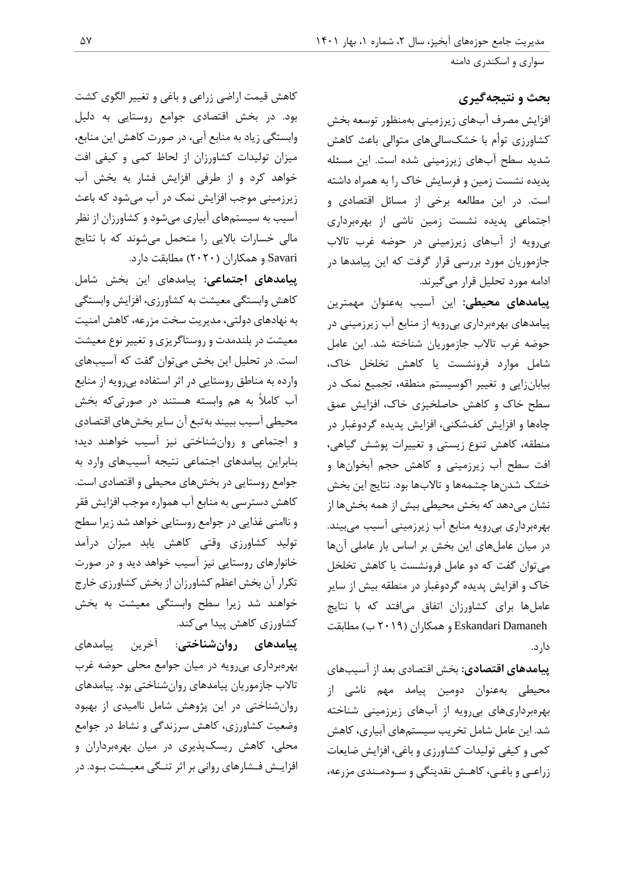## بحث و نتیجه‌گیری

افزایش مصرف آب‌های زیرزمینی به‌منظور توسعه بخش کشاورزی توأم با خشک‌سالی‌های متوالی باعث کاهش شدید سطح آب‌های زیرزمینی شده است. این مسئله پدیده نشست زمین و فرسایش خاک را به همراه داشته است. در این مطالعه برخی از مسائل اقتصادی و اجتماعی پدیده نشست زمین ناشی از بهره‌برداری بی‌رویه از آب‌های زیرزمینی در حوضه غرب تالاب جازموریان مورد بررسی قرار گرفت که این پیامدها در ادامه مورد تحلیل قرار می‌گیرند.

**پیامدهای محیطی:** این آسیب به‌عنوان مهمترین پیامدهای بهره‌برداری بی‌رویه از منابع آب زیرزمینی در حوضه غرب تالاب جازموریان شناخته شد. این عامل شامل موارد فرونشست یا کاهش تخلخل خاک، بیابان‌زایی و تغییر اکوسیستم منطقه، تجمیع نمک در سطح خاک و کاهش حاصلخیزی خاک، افزایش عمق چاه‌ها و افزایش کف‌شکنی، افزایش پدیده گردوغبار در منطقه، کاهش تنوع زیستی و تغییرات پوشش گیاهی، افت سطح آب زیرزمینی و کاهش حجم آبخوان‌ها و خشک شدن‌ها چشمه‌ها و تالاب‌ها بود. نتایج این بخش نشان می‌دهد که بخش محیطی بیش از همه بخش‌ها از بهره‌برداری بی‌رویه منابع آب زیرزمینی آسیب می‌بینند. در میان عامل‌های این بخش بر اساس بار عاملی آن‌ها می‌توان گفت که دو عامل فرونشست یا کاهش تخلخل خاک و افزایش پدیده گردوغبار در منطقه بیش از سایر عامل‌ها برای کشاورزان اتفاق می‌افتد که با نتایج Eskandari Damaneh و همکاران (۲۰۱۹ ب) مطابقت دارد.

**پیامدهای اقتصادی:** بخش اقتصادی بعد از آسیب‌های محیطی به‌عنوان دومین پیامد مهم ناشی از بهره‌برداری‌های بی‌رویه از آب‌های زیرزمینی شناخته شد. این عامل شامل تخریب سیستم‌های آبیاری، کاهش کمی و کیفی تولیدات کشاورزی و باغی، افزایش ضایعات زراعی و باغی، کاهش نقدینگی و سودمندی مزرعه، کاهش قیمت اراضی زراعی و باغی و تغییر الگوی کشت بود. در بخش اقتصادی جوامع روستایی به دلیل وابستگی زیاد به منابع آبی، در صورت کاهش این منابع، میزان تولیدات کشاورزان از لحاظ کمی و کیفی افت خواهد کرد و از طرفی افزایش فشار به بخش آب زیرزمینی موجب افزایش نمک در آب می‌شود که باعث آسیب به سیستم‌های آبیاری می‌شود و کشاورزان از نظر مالی خسارات بالایی را متحمل می‌شوند که با نتایج Savari و همکاران (۲۰۲۰) مطابقت دارد.

**پیامدهای اجتماعی:** پیامدهای این بخش شامل کاهش وابستگی معیشت به کشاورزی، افزایش وابستگی به نهادهای دولتی، مدیریت سخت مزرعه، کاهش امنیت معیشت در بلندمدت و روستاگریزی و تغییر نوع معیشت است. در تحلیل این بخش می‌توان گفت که آسیب‌های وارده به مناطق روستایی در اثر استفاده بی‌رویه از منابع آب کاملاً به هم وابسته هستند در صورتی‌که بخش محیطی آسیب ببیند به‌تبع آن سایر بخش‌های اقتصادی و اجتماعی و روان‌شناختی نیز آسیب خواهند دید؛ بنابراین پیامدهای اجتماعی نتیجه آسیب‌های وارد به جوامع روستایی در بخش‌های محیطی و اقتصادی است. کاهش دسترسی به منابع آب همواره موجب افزایش فقر و ناامنی غذایی در جوامع روستایی خواهد شد زیرا سطح تولید کشاورزی وقتی کاهش یابد میزان درآمد خانوارهای روستایی نیز آسیب خواهد دید و در صورت تکرار آن بخش اعظم کشاورزان از بخش کشاورزی خارج خواهند شد زیرا سطح وابستگی معیشت به بخش کشاورزی کاهش پیدا می‌کند.

**پیامدهای روان‌شناختی:** آخرین پیامدهای بهره‌برداری بی‌رویه در میان جوامع محلی حوضه غرب تالاب جازموریان پیامدهای روان‌شناختی بود. پیامدهای روان‌شناختی در این پژوهش شامل ناامیدی از بهبود وضعیت کشاورزی، کاهش سرزندگی و نشاط در جوامع محلی، کاهش ریسک‌پذیری در میان بهره‌برداران و افزایش فشارهای روانی بر اثر تنگی معیشت بود. در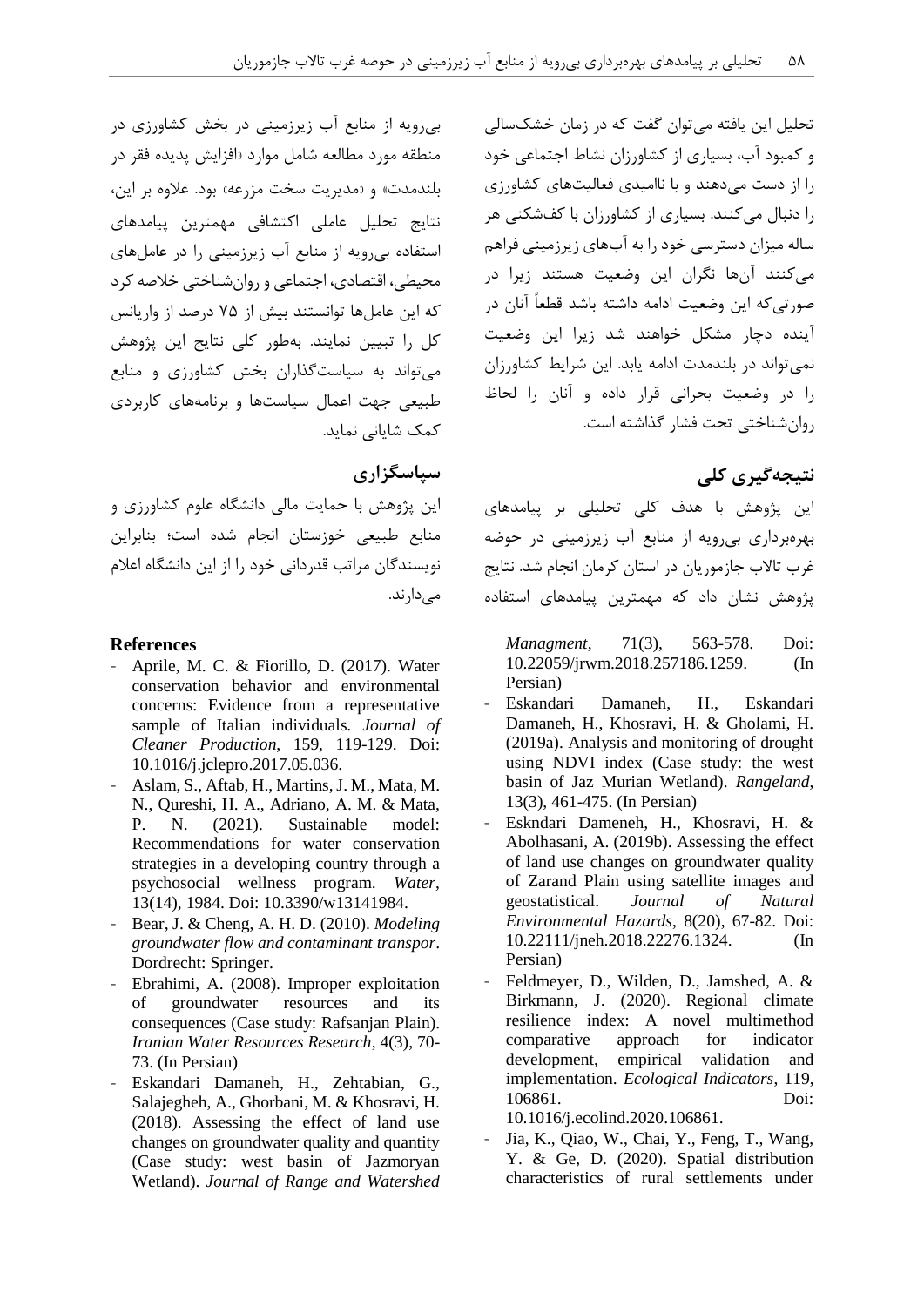تحلیل این یافته می‌توان گفت که در زمان خشکسالی و کمبود آب، بسیاری از کشاورزان نشاط اجتماعی خود را از دست می‌دهند و با ناامیدی فعالیت‌های کشاورزی را دنبال می‌کنند. بسیاری از کشاورزان با کف‌شکنی هر ساله میزان دسترسی خود را به آب‌های زیرزمینی فراهم می‌کنند آن‌ها نگران این وضعیت هستند زیرا در صورتی‌که این وضعیت ادامه داشته باشد قطعاً آنان در آینده دچار مشکل خواهند شد زیرا این وضعیت نمی‌تواند در بلندمدت ادامه یابد. این شرایط کشاورزان را در وضعیت بحرانی قرار داده و آنان را لحاظ روان‌شناختی تحت فشار گذاشته است.

## نتیجه‌گیری کلی

این پژوهش با هدف کلی تحلیلی بر پیامدهای بهره‌برداری بی‌رویه از منابع آب زیرزمینی در حوضه غرب تالاب جازموریان در استان کرمان انجام شد. نتایج پژوهش نشان داد که مهمترین پیامدهای استفاده بی‌رویه از منابع آب زیرزمینی در بخش کشاورزی در منطقه مورد مطالعه شامل موارد «افزایش پدیده فقر در بلندمدت» و «مدیریت سخت مزرعه» بود. علاوه بر این، نتایج تحلیل عاملی اکتشافی مهمترین پیامدهای استفاده بی‌رویه از منابع آب زیرزمینی را در عامل‌های محیطی، اقتصادی، اجتماعی و روان‌شناختی خلاصه کرد که این عامل‌ها توانستند بیش از ۷۵ درصد از واریانس کل را تبیین نمایند. به‌طور کلی نتایج این پژوهش می‌تواند به سیاست‌گذاران بخش کشاورزی و منابع طبیعی جهت اعمال سیاست‌ها و برنامه‌های کاربردی کمک شایانی نماید.

## سپاسگزاری

این پژوهش با حمایت مالی دانشگاه علوم کشاورزی و منابع طبیعی خوزستان انجام شده است؛ بنابراین نویسندگان مراتب قدردانی خود را از این دانشگاه اعلام می‌دارند.

## References

- Aprile, M. C. & Fiorillo, D. (2017). Water conservation behavior and environmental concerns: Evidence from a representative sample of Italian individuals. *Journal of Cleaner Production*, 159, 119-129. Doi: 10.1016/j.jclepro.2017.05.036.
- Aslam, S., Aftab, H., Martins, J. M., Mata, M. N., Qureshi, H. A., Adriano, A. M. & Mata, P. N. (2021). Sustainable model: Recommendations for water conservation strategies in a developing country through a psychosocial wellness program. *Water*, 13(14), 1984. Doi: 10.3390/w13141984.
- Bear, J. & Cheng, A. H. D. (2010). *Modeling groundwater flow and contaminant transpor*. Dordrecht: Springer.
- Ebrahimi, A. (2008). Improper exploitation of groundwater resources and its consequences (Case study: Rafsanjan Plain). *Iranian Water Resources Research*, 4(3), 70-73. (In Persian)
- Eskandari Damaneh, H., Zehtabian, G., Salajegheh, A., Ghorbani, M. & Khosravi, H. (2018). Assessing the effect of land use changes on groundwater quality and quantity (Case study: west basin of Jazmoryan Wetland). *Journal of Range and Watershed Managment*, 71(3), 563-578. Doi: 10.22059/jrwm.2018.257186.1259. (In Persian)
- Eskandari Damaneh, H., Eskandari Damaneh, H., Khosravi, H. & Gholami, H. (2019a). Analysis and monitoring of drought using NDVI index (Case study: the west basin of Jaz Murian Wetland). *Rangeland*, 13(3), 461-475. (In Persian)
- Eskndari Dameneh, H., Khosravi, H. & Abolhasani, A. (2019b). Assessing the effect of land use changes on groundwater quality of Zarand Plain using satellite images and geostatistical. *Journal of Natural Environmental Hazards*, 8(20), 67-82. Doi: 10.22111/jneh.2018.22276.1324. (In Persian)
- Feldmeyer, D., Wilden, D., Jamshed, A. & Birkmann, J. (2020). Regional climate resilience index: A novel multimethod comparative approach for indicator development, empirical validation and implementation. *Ecological Indicators*, 119, 106861. Doi: 10.1016/j.ecolind.2020.106861.
- Jia, K., Qiao, W., Chai, Y., Feng, T., Wang, Y. & Ge, D. (2020). Spatial distribution characteristics of rural settlements under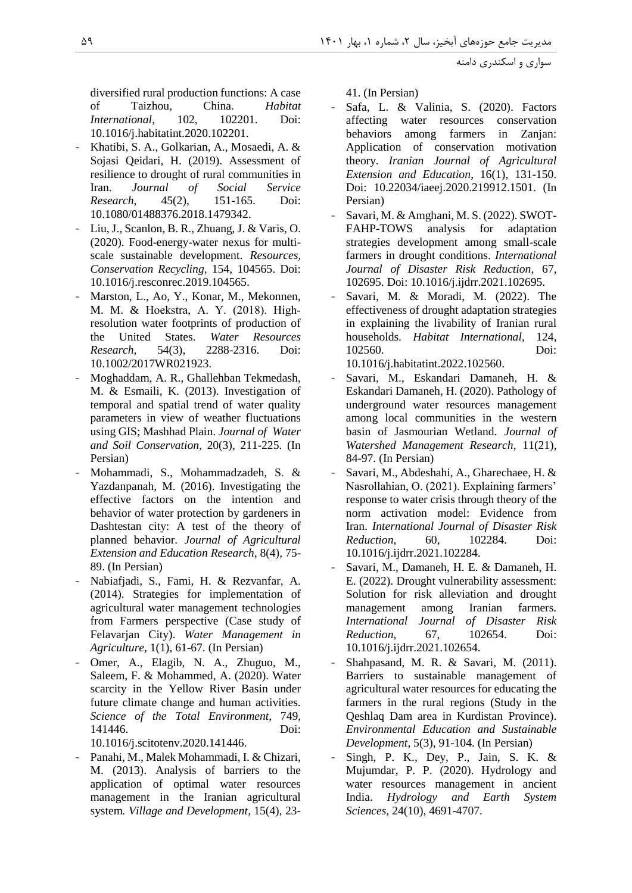diversified rural production functions: A case of Taizhou, China. *Habitat International*, 102, 102201. Doi: 10.1016/j.habitatint.2020.102201.

- Khatibi, S. A., Golkarian, A., Mosaedi, A. & Sojasi Qeidari, H. (2019). Assessment of resilience to drought of rural communities in Iran. *Journal of Social Service Research*, 45(2), 151-165. Doi: 10.1080/01488376.2018.1479342.
- Liu, J., Scanlon, B. R., Zhuang, J. & Varis, O. (2020). Food-energy-water nexus for multi-scale sustainable development. *Resources, Conservation Recycling*, 154, 104565. Doi: 10.1016/j.resconrec.2019.104565.
- Marston, L., Ao, Y., Konar, M., Mekonnen, M. M. & Hoekstra, A. Y. (2018). High-resolution water footprints of production of the United States. *Water Resources Research*, 54(3), 2288-2316. Doi: 10.1002/2017WR021923.
- Moghaddam, A. R., Ghallehban Tekmedash, M. & Esmaili, K. (2013). Investigation of temporal and spatial trend of water quality parameters in view of weather fluctuations using GIS; Mashhad Plain. *Journal of Water and Soil Conservation*, 20(3), 211-225. (In Persian)
- Mohammadi, S., Mohammadzadeh, S. & Yazdanpanah, M. (2016). Investigating the effective factors on the intention and behavior of water protection by gardeners in Dashtestan city: A test of the theory of planned behavior. *Journal of Agricultural Extension and Education Research*, 8(4), 75-89. (In Persian)
- Nabiafjadi, S., Fami, H. & Rezvanfar, A. (2014). Strategies for implementation of agricultural water management technologies from Farmers perspective (Case study of Felavarjan City). *Water Management in Agriculture*, 1(1), 61-67. (In Persian)
- Omer, A., Elagib, N. A., Zhuguo, M., Saleem, F. & Mohammed, A. (2020). Water scarcity in the Yellow River Basin under future climate change and human activities. *Science of the Total Environment*, 749, 141446. Doi: 10.1016/j.scitotenv.2020.141446.
- Panahi, M., Malek Mohammadi, I. & Chizari, M. (2013). Analysis of barriers to the application of optimal water resources management in the Iranian agricultural system. *Village and Development*, 15(4), 23-41. (In Persian)
- Safa, L. & Valinia, S. (2020). Factors affecting water resources conservation behaviors among farmers in Zanjan: Application of conservation motivation theory. *Iranian Journal of Agricultural Extension and Education*, 16(1), 131-150. Doi: 10.22034/iaeej.2020.219912.1501. (In Persian)
- Savari, M. & Amghani, M. S. (2022). SWOT-FAHP-TOWS analysis for adaptation strategies development among small-scale farmers in drought conditions. *International Journal of Disaster Risk Reduction*, 67, 102695. Doi: 10.1016/j.ijdrr.2021.102695.
- Savari, M. & Moradi, M. (2022). The effectiveness of drought adaptation strategies in explaining the livability of Iranian rural households. *Habitat International*, 124, 102560. Doi: 10.1016/j.habitatint.2022.102560.
- Savari, M., Eskandari Damaneh, H. & Eskandari Damaneh, H. (2020). Pathology of underground water resources management among local communities in the western basin of Jasmourian Wetland. *Journal of Watershed Management Research*, 11(21), 84-97. (In Persian)
- Savari, M., Abdeshahi, A., Gharechaee, H. & Nasrollahian, O. (2021). Explaining farmers' response to water crisis through theory of the norm activation model: Evidence from Iran. *International Journal of Disaster Risk Reduction*, 60, 102284. Doi: 10.1016/j.ijdrr.2021.102284.
- Savari, M., Damaneh, H. E. & Damaneh, H. E. (2022). Drought vulnerability assessment: Solution for risk alleviation and drought management among Iranian farmers. *International Journal of Disaster Risk Reduction*, 67, 102654. Doi: 10.1016/j.ijdrr.2021.102654.
- Shahpasand, M. R. & Savari, M. (2011). Barriers to sustainable management of agricultural water resources for educating the farmers in the rural regions (Study in the Qeshlaq Dam area in Kurdistan Province). *Environmental Education and Sustainable Development*, 5(3), 91-104. (In Persian)
- Singh, P. K., Dey, P., Jain, S. K. & Mujumdar, P. P. (2020). Hydrology and water resources management in ancient India. *Hydrology and Earth System Sciences*, 24(10), 4691-4707.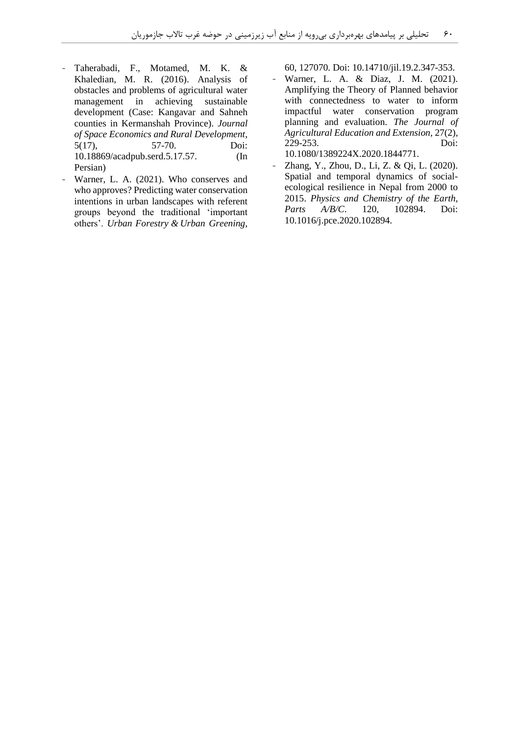- Taherabadi, F., Motamed, M. K. & Khaledian, M. R. (2016). Analysis of obstacles and problems of agricultural water management in achieving sustainable development (Case: Kangavar and Sahneh counties in Kermanshah Province). *Journal of Space Economics and Rural Development*, 5(17), 57-70. Doi: 10.18869/acadpub.serd.5.17.57. (In Persian)
- Warner, L. A. (2021). Who conserves and who approves? Predicting water conservation intentions in urban landscapes with referent groups beyond the traditional 'important others'. *Urban Forestry & Urban Greening*, 60, 127070. Doi: 10.14710/jil.19.2.347-353.
- Warner, L. A. & Diaz, J. M. (2021). Amplifying the Theory of Planned behavior with connectedness to water to inform impactful water conservation program planning and evaluation. *The Journal of Agricultural Education and Extension*, 27(2), 229-253. Doi: 10.1080/1389224X.2020.1844771.
- Zhang, Y., Zhou, D., Li, Z. & Qi, L. (2020). Spatial and temporal dynamics of social-ecological resilience in Nepal from 2000 to 2015. *Physics and Chemistry of the Earth, Parts A/B/C*. 120, 102894. Doi: 10.1016/j.pce.2020.102894.